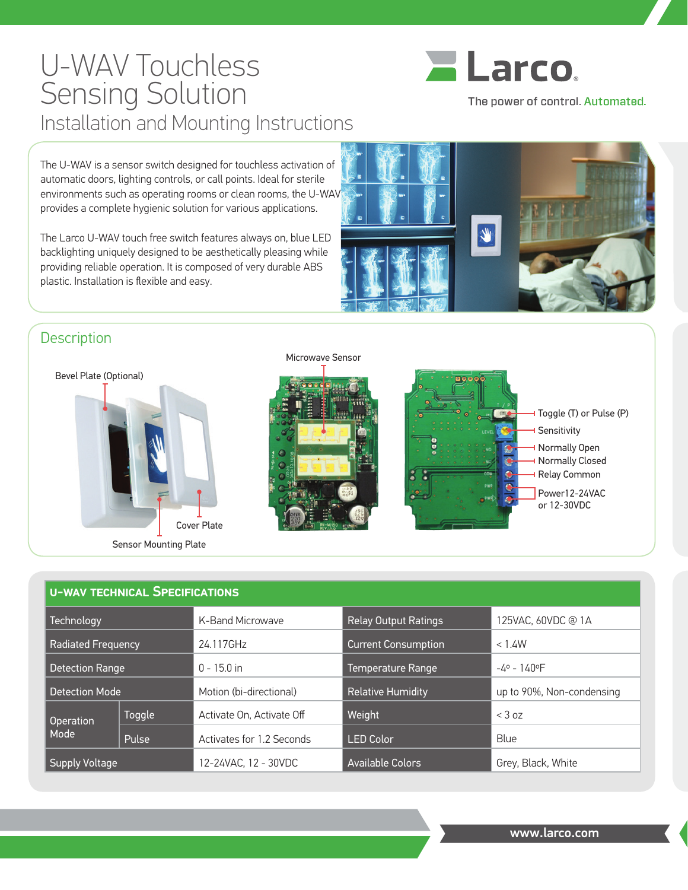# U-WAV Touchless Sensing Solution

## Installation and Mounting Instructions

**Larco**

The power of control. Automated.

The U-WAV is a sensor switch designed for touchless activation of automatic doors, lighting controls, or call points. Ideal for sterile environments such as operating rooms or clean rooms, the U-WAV provides a complete hygienic solution for various applications.

The Larco U-WAV touch free switch features always on, blue LED backlighting uniquely designed to be aesthetically pleasing while providing reliable operation. It is composed of very durable ABS plastic. Installation is flexible and easy.

## Description

Bevel Plate (Optional)

Cover Plate

Sensor Mounting Plate

Microwave Sensor

- Toggle (T) or Pulse (P)
- Sensitivity
- Normally Open
- Normally Closed
- Relay Common
- Power12-24VAC or 12-30VDC

## U-WAV Technical Specifications

| | | | | |
|---|---|---|---|---|
| Technology | | K-Band Microwave | Relay Output Ratings | 125VAC, 60VDC @ 1A |
| Radiated Frequency | | 24.117GHz | Current Consumption | < 1.4W |
| Detection Range | | 0 - 15.0 in | Temperature Range | -4º - 140ºF |
| Detection Mode | | Motion (bi-directional) | Relative Humidity | up to 90%, Non-condensing |
| Operation Mode | Toggle | Activate On, Activate Off | Weight | < 3 oz |
| | Pulse | Activates for 1.2 Seconds | LED Color | Blue |
| Supply Voltage | | 12-24VAC, 12 - 30VDC | Available Colors | Grey, Black, White |

www.larco.com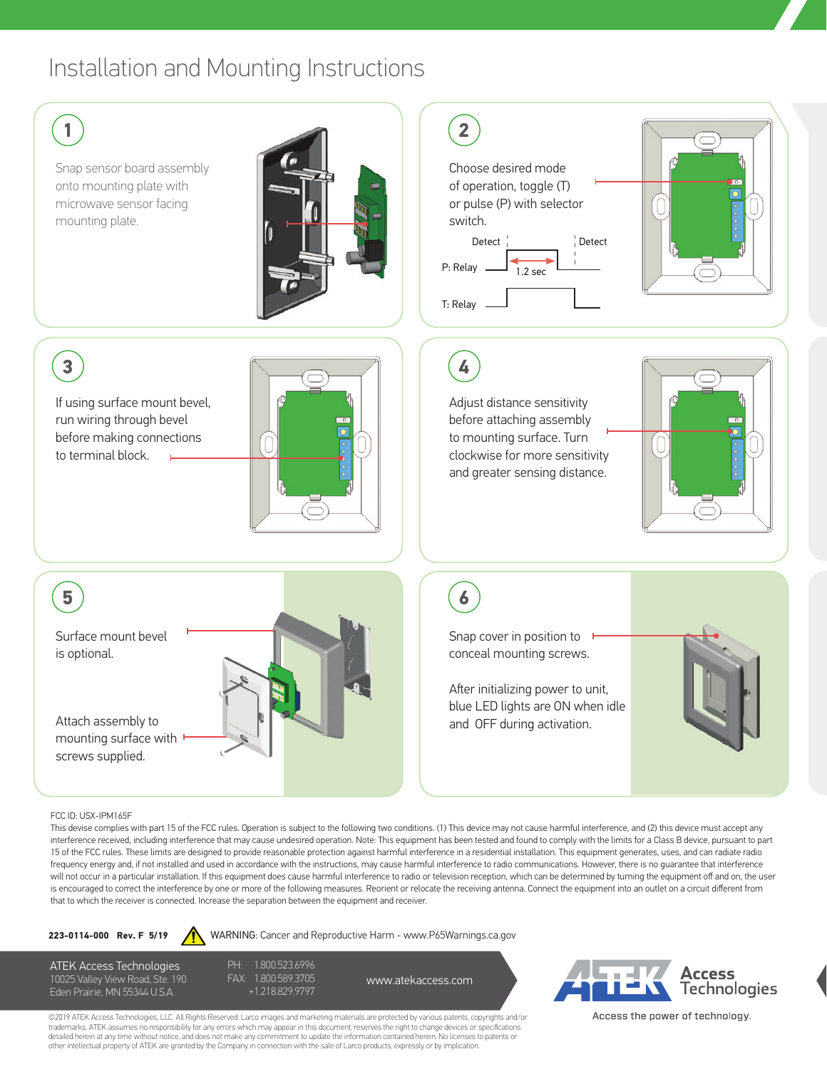# Installation and Mounting Instructions

**1**

Snap sensor board assembly onto mounting plate with microwave sensor facing mounting plate.

**2**

Choose desired mode of operation, toggle (T) or pulse (P) with selector switch.

Detect
Detect
P: Relay
1.2 sec
T: Relay

**3**

If using surface mount bevel, run wiring through bevel before making connections to terminal block.

**4**

Adjust distance sensitivity before attaching assembly to mounting surface. Turn clockwise for more sensitivity and greater sensing distance.

**5**

Surface mount bevel is optional.

Attach assembly to mounting surface with screws supplied.

**6**

Snap cover in position to conceal mounting screws.

After initializing power to unit, blue LED lights are ON when idle and OFF during activation.

FCC ID: USX-IPM165F

This devise complies with part 15 of the FCC rules. Operation is subject to the following two conditions. (1) This device may not cause harmful interference, and (2) this device must accept any interference received, including interference that may cause undesired operation. Note: This equipment has been tested and found to comply with the limits for a Class B device, pursuant to part 15 of the FCC rules. These limits are designed to provide reasonable protection against harmful interference in a residential installation. This equipment generates, uses, and can radiate radio frequency energy and, if not installed and used in accordance with the instructions, may cause harmful interference to radio communications. However, there is no guarantee that interference will not occur in a particular installation. If this equipment does cause harmful interference to radio or television reception, which can be determined by turning the equipment off and on, the user is encouraged to correct the interference by one or more of the following measures. Reorient or relocate the receiving antenna. Connect the equipment into an outlet on a circuit different from that to which the receiver is connected. Increase the separation between the equipment and receiver.

**223-0114-000 Rev. F 5/19**

WARNING: Cancer and Reproductive Harm - www.P65Warnings.ca.gov

ATEK Access Technologies
10025 Valley View Road, Ste. 190
Eden Prairie, MN 55344 U.S.A.

PH: 1.800.523.6996
FAX: 1.800.589.3705
+1.218.829.9797

www.atekaccess.com

ATEK Access Technologies

Access the power of technology.

©2019 ATEK Access Technologies, LLC. All Rights Reserved. Larco images and marketing materials are protected by various patents, copyrights and/or trademarks. ATEK assumes no responsibility for any errors which may appear in this document, reserves the right to change devices or specifications detailed herein at any time without notice, and does not make any commitment to update the information contained herein. No licenses to patents or other intellectual property of ATEK are granted by the Company in connection with the sale of Larco products, expressly or by implication.